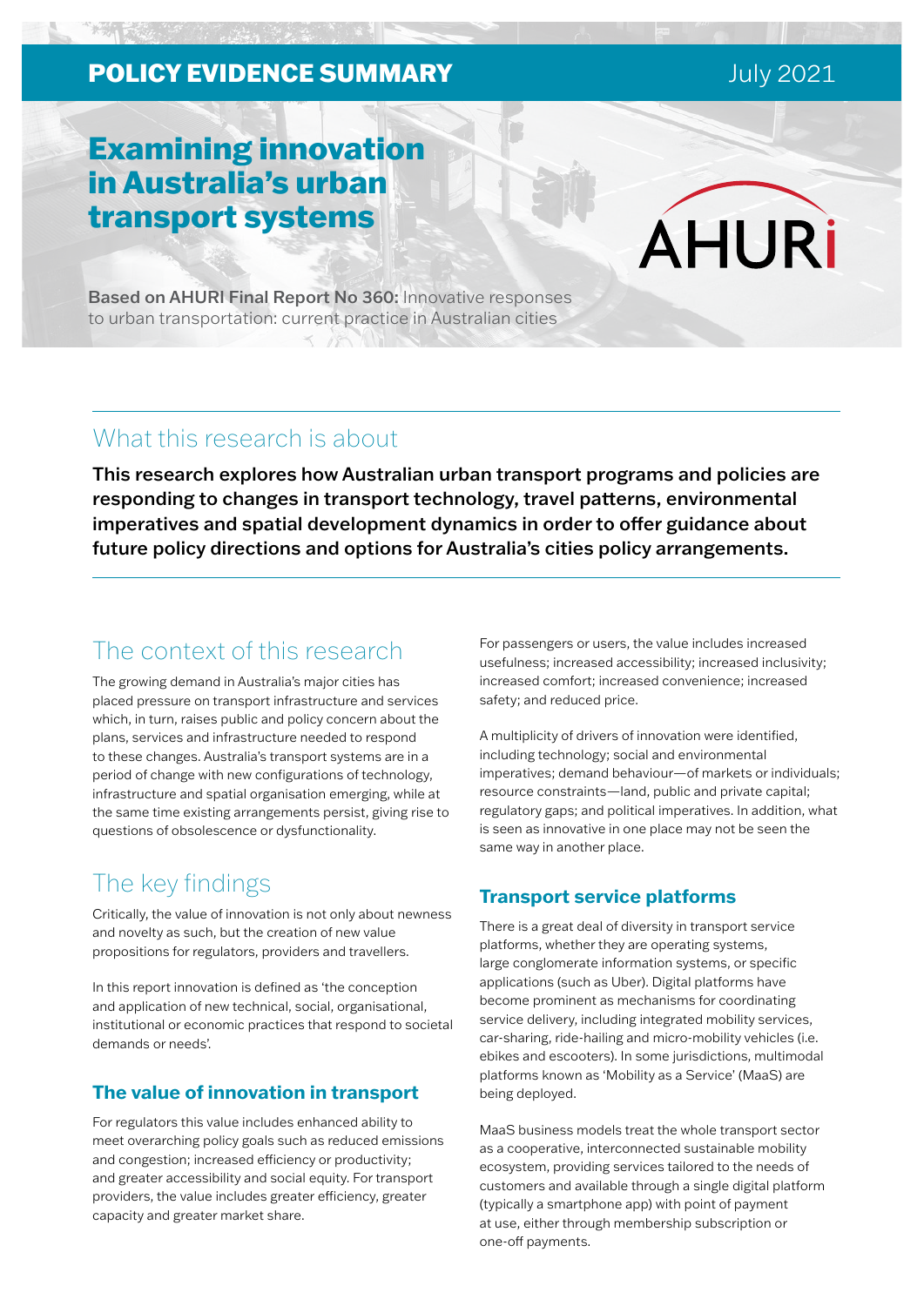POLICY EVIDENCE SUMMARY

July 2021

# Examining innovation in Australia's urban transport systems

AHURI

**Based on AHURI Final Report No 360:** Innovative responses to urban transportation: current practice in Australian cities

## What this research is about

**This research explores how Australian urban transport programs and policies are responding to changes in transport technology, travel patterns, environmental imperatives and spatial development dynamics in order to offer guidance about future policy directions and options for Australia's cities policy arrangements.**

## The context of this research

The growing demand in Australia's major cities has placed pressure on transport infrastructure and services which, in turn, raises public and policy concern about the plans, services and infrastructure needed to respond to these changes. Australia's transport systems are in a period of change with new configurations of technology, infrastructure and spatial organisation emerging, while at the same time existing arrangements persist, giving rise to questions of obsolescence or dysfunctionality.

## The key findings

Critically, the value of innovation is not only about newness and novelty as such, but the creation of new value propositions for regulators, providers and travellers.

In this report innovation is defined as 'the conception and application of new technical, social, organisational, institutional or economic practices that respond to societal demands or needs'.

### The value of innovation in transport

For regulators this value includes enhanced ability to meet overarching policy goals such as reduced emissions and congestion; increased efficiency or productivity; and greater accessibility and social equity. For transport providers, the value includes greater efficiency, greater capacity and greater market share.

For passengers or users, the value includes increased usefulness; increased accessibility; increased inclusivity; increased comfort; increased convenience; increased safety; and reduced price.

A multiplicity of drivers of innovation were identified, including technology; social and environmental imperatives; demand behaviour—of markets or individuals; resource constraints—land, public and private capital; regulatory gaps; and political imperatives. In addition, what is seen as innovative in one place may not be seen the same way in another place.

### Transport service platforms

There is a great deal of diversity in transport service platforms, whether they are operating systems, large conglomerate information systems, or specific applications (such as Uber). Digital platforms have become prominent as mechanisms for coordinating service delivery, including integrated mobility services, car-sharing, ride-hailing and micro-mobility vehicles (i.e. ebikes and escooters). In some jurisdictions, multimodal platforms known as 'Mobility as a Service' (MaaS) are being deployed.

MaaS business models treat the whole transport sector as a cooperative, interconnected sustainable mobility ecosystem, providing services tailored to the needs of customers and available through a single digital platform (typically a smartphone app) with point of payment at use, either through membership subscription or one-off payments.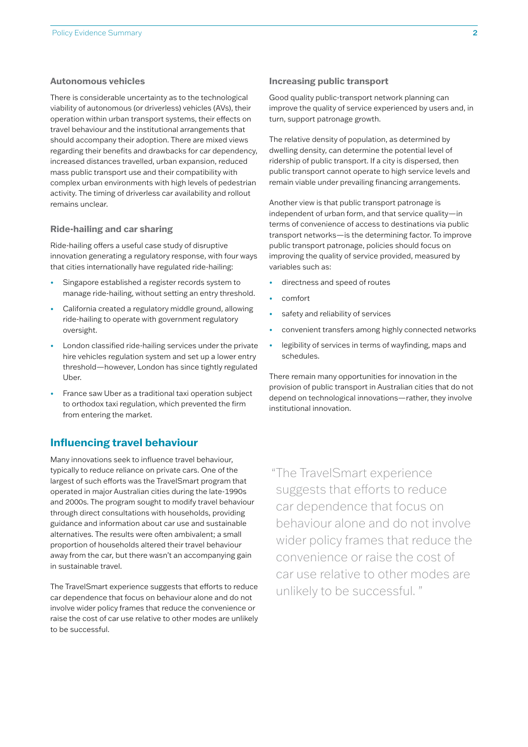### Autonomous vehicles

There is considerable uncertainty as to the technological viability of autonomous (or driverless) vehicles (AVs), their operation within urban transport systems, their effects on travel behaviour and the institutional arrangements that should accompany their adoption. There are mixed views regarding their benefits and drawbacks for car dependency, increased distances travelled, urban expansion, reduced mass public transport use and their compatibility with complex urban environments with high levels of pedestrian activity. The timing of driverless car availability and rollout remains unclear.

### Ride-hailing and car sharing

Ride-hailing offers a useful case study of disruptive innovation generating a regulatory response, with four ways that cities internationally have regulated ride-hailing:

- Singapore established a register records system to manage ride-hailing, without setting an entry threshold.
- California created a regulatory middle ground, allowing ride-hailing to operate with government regulatory oversight.
- London classified ride-hailing services under the private hire vehicles regulation system and set up a lower entry threshold—however, London has since tightly regulated Uber.
- France saw Uber as a traditional taxi operation subject to orthodox taxi regulation, which prevented the firm from entering the market.

## Influencing travel behaviour

Many innovations seek to influence travel behaviour, typically to reduce reliance on private cars. One of the largest of such efforts was the TravelSmart program that operated in major Australian cities during the late-1990s and 2000s. The program sought to modify travel behaviour through direct consultations with households, providing guidance and information about car use and sustainable alternatives. The results were often ambivalent; a small proportion of households altered their travel behaviour away from the car, but there wasn't an accompanying gain in sustainable travel.

The TravelSmart experience suggests that efforts to reduce car dependence that focus on behaviour alone and do not involve wider policy frames that reduce the convenience or raise the cost of car use relative to other modes are unlikely to be successful.

### Increasing public transport

Good quality public-transport network planning can improve the quality of service experienced by users and, in turn, support patronage growth.

The relative density of population, as determined by dwelling density, can determine the potential level of ridership of public transport. If a city is dispersed, then public transport cannot operate to high service levels and remain viable under prevailing financing arrangements.

Another view is that public transport patronage is independent of urban form, and that service quality—in terms of convenience of access to destinations via public transport networks—is the determining factor. To improve public transport patronage, policies should focus on improving the quality of service provided, measured by variables such as:

- directness and speed of routes
- comfort
- safety and reliability of services
- convenient transfers among highly connected networks
- legibility of services in terms of wayfinding, maps and schedules.

There remain many opportunities for innovation in the provision of public transport in Australian cities that do not depend on technological innovations—rather, they involve institutional innovation.

> "The TravelSmart experience suggests that efforts to reduce car dependence that focus on behaviour alone and do not involve wider policy frames that reduce the convenience or raise the cost of car use relative to other modes are unlikely to be successful."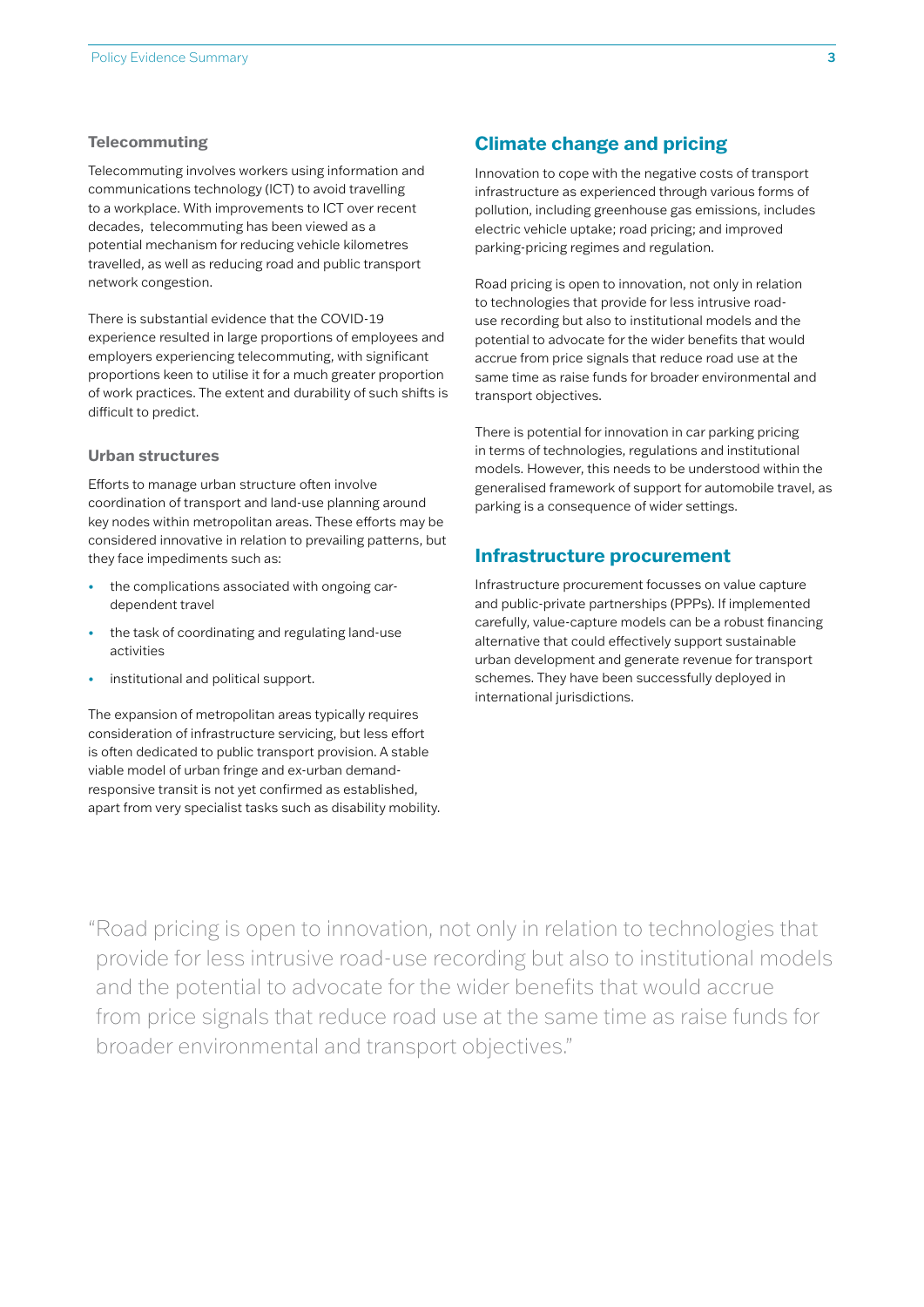### Telecommuting

Telecommuting involves workers using information and communications technology (ICT) to avoid travelling to a workplace. With improvements to ICT over recent decades, telecommuting has been viewed as a potential mechanism for reducing vehicle kilometres travelled, as well as reducing road and public transport network congestion.

There is substantial evidence that the COVID-19 experience resulted in large proportions of employees and employers experiencing telecommuting, with significant proportions keen to utilise it for a much greater proportion of work practices. The extent and durability of such shifts is difficult to predict.

### Urban structures

Efforts to manage urban structure often involve coordination of transport and land-use planning around key nodes within metropolitan areas. These efforts may be considered innovative in relation to prevailing patterns, but they face impediments such as:

- the complications associated with ongoing car-dependent travel
- the task of coordinating and regulating land-use activities
- institutional and political support.

The expansion of metropolitan areas typically requires consideration of infrastructure servicing, but less effort is often dedicated to public transport provision. A stable viable model of urban fringe and ex-urban demand-responsive transit is not yet confirmed as established, apart from very specialist tasks such as disability mobility.

## Climate change and pricing

Innovation to cope with the negative costs of transport infrastructure as experienced through various forms of pollution, including greenhouse gas emissions, includes electric vehicle uptake; road pricing; and improved parking-pricing regimes and regulation.

Road pricing is open to innovation, not only in relation to technologies that provide for less intrusive road-use recording but also to institutional models and the potential to advocate for the wider benefits that would accrue from price signals that reduce road use at the same time as raise funds for broader environmental and transport objectives.

There is potential for innovation in car parking pricing in terms of technologies, regulations and institutional models. However, this needs to be understood within the generalised framework of support for automobile travel, as parking is a consequence of wider settings.

## Infrastructure procurement

Infrastructure procurement focusses on value capture and public-private partnerships (PPPs). If implemented carefully, value-capture models can be a robust financing alternative that could effectively support sustainable urban development and generate revenue for transport schemes. They have been successfully deployed in international jurisdictions.

> "Road pricing is open to innovation, not only in relation to technologies that provide for less intrusive road-use recording but also to institutional models and the potential to advocate for the wider benefits that would accrue from price signals that reduce road use at the same time as raise funds for broader environmental and transport objectives."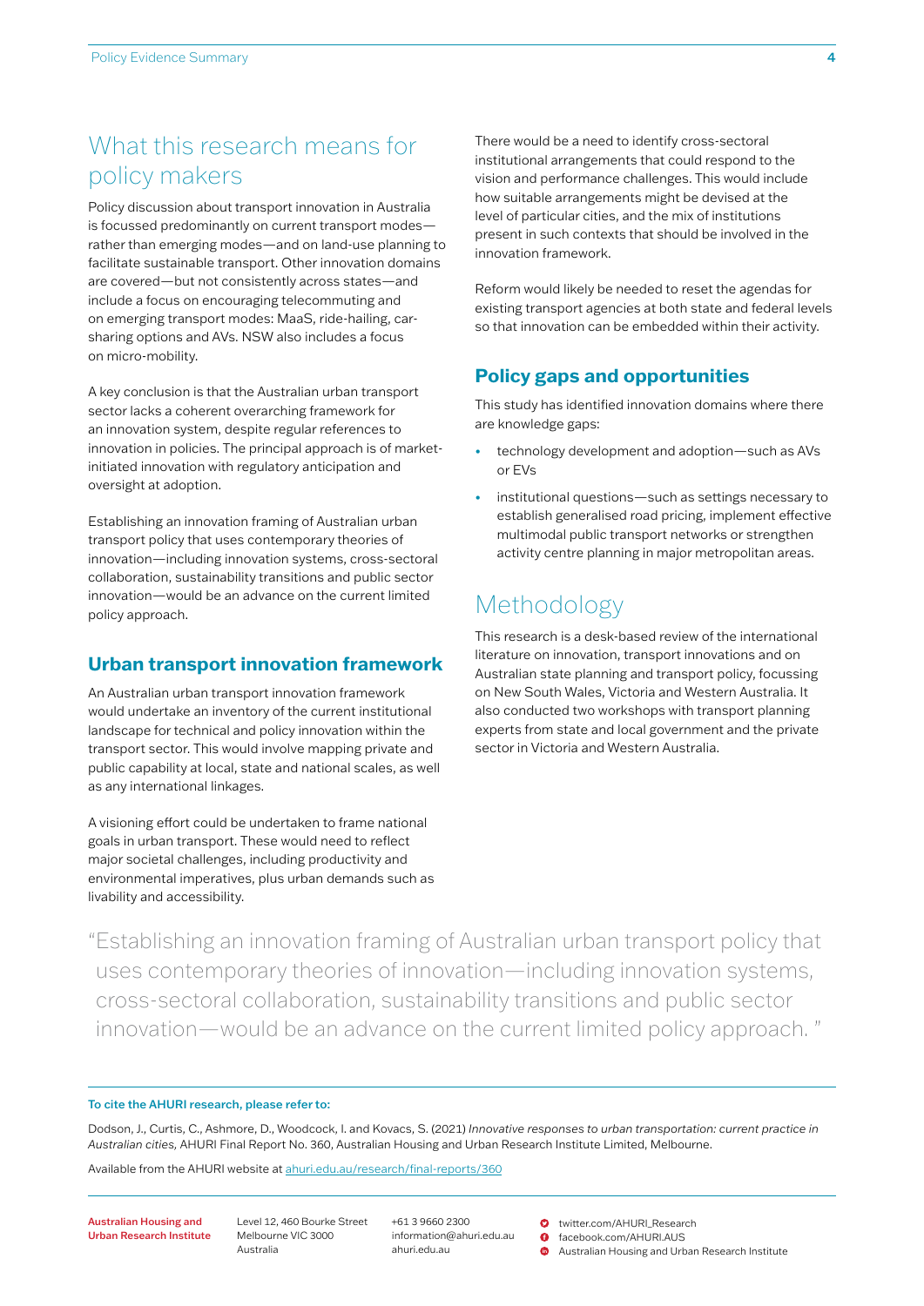## What this research means for policy makers

Policy discussion about transport innovation in Australia is focussed predominantly on current transport modes—rather than emerging modes—and on land-use planning to facilitate sustainable transport. Other innovation domains are covered—but not consistently across states—and include a focus on encouraging telecommuting and on emerging transport modes: MaaS, ride-hailing, car-sharing options and AVs. NSW also includes a focus on micro-mobility.

A key conclusion is that the Australian urban transport sector lacks a coherent overarching framework for an innovation system, despite regular references to innovation in policies. The principal approach is of market-initiated innovation with regulatory anticipation and oversight at adoption.

Establishing an innovation framing of Australian urban transport policy that uses contemporary theories of innovation—including innovation systems, cross-sectoral collaboration, sustainability transitions and public sector innovation—would be an advance on the current limited policy approach.

### Urban transport innovation framework

An Australian urban transport innovation framework would undertake an inventory of the current institutional landscape for technical and policy innovation within the transport sector. This would involve mapping private and public capability at local, state and national scales, as well as any international linkages.

A visioning effort could be undertaken to frame national goals in urban transport. These would need to reflect major societal challenges, including productivity and environmental imperatives, plus urban demands such as livability and accessibility.

There would be a need to identify cross-sectoral institutional arrangements that could respond to the vision and performance challenges. This would include how suitable arrangements might be devised at the level of particular cities, and the mix of institutions present in such contexts that should be involved in the innovation framework.

Reform would likely be needed to reset the agendas for existing transport agencies at both state and federal levels so that innovation can be embedded within their activity.

### Policy gaps and opportunities

This study has identified innovation domains where there are knowledge gaps:

- technology development and adoption—such as AVs or EVs
- institutional questions—such as settings necessary to establish generalised road pricing, implement effective multimodal public transport networks or strengthen activity centre planning in major metropolitan areas.

## Methodology

This research is a desk-based review of the international literature on innovation, transport innovations and on Australian state planning and transport policy, focussing on New South Wales, Victoria and Western Australia. It also conducted two workshops with transport planning experts from state and local government and the private sector in Victoria and Western Australia.

> "Establishing an innovation framing of Australian urban transport policy that uses contemporary theories of innovation—including innovation systems, cross-sectoral collaboration, sustainability transitions and public sector innovation—would be an advance on the current limited policy approach."

**To cite the AHURI research, please refer to:**

Dodson, J., Curtis, C., Ashmore, D., Woodcock, I. and Kovacs, S. (2021) *Innovative responses to urban transportation: current practice in Australian cities,* AHURI Final Report No. 360, Australian Housing and Urban Research Institute Limited, Melbourne.

Available from the AHURI website at ahuri.edu.au/research/final-reports/360

**Australian Housing and Urban Research Institute**

Level 12, 460 Bourke Street
Melbourne VIC 3000
Australia

+61 3 9660 2300
information@ahuri.edu.au
ahuri.edu.au

twitter.com/AHURI_Research
facebook.com/AHURI.AUS
Australian Housing and Urban Research Institute